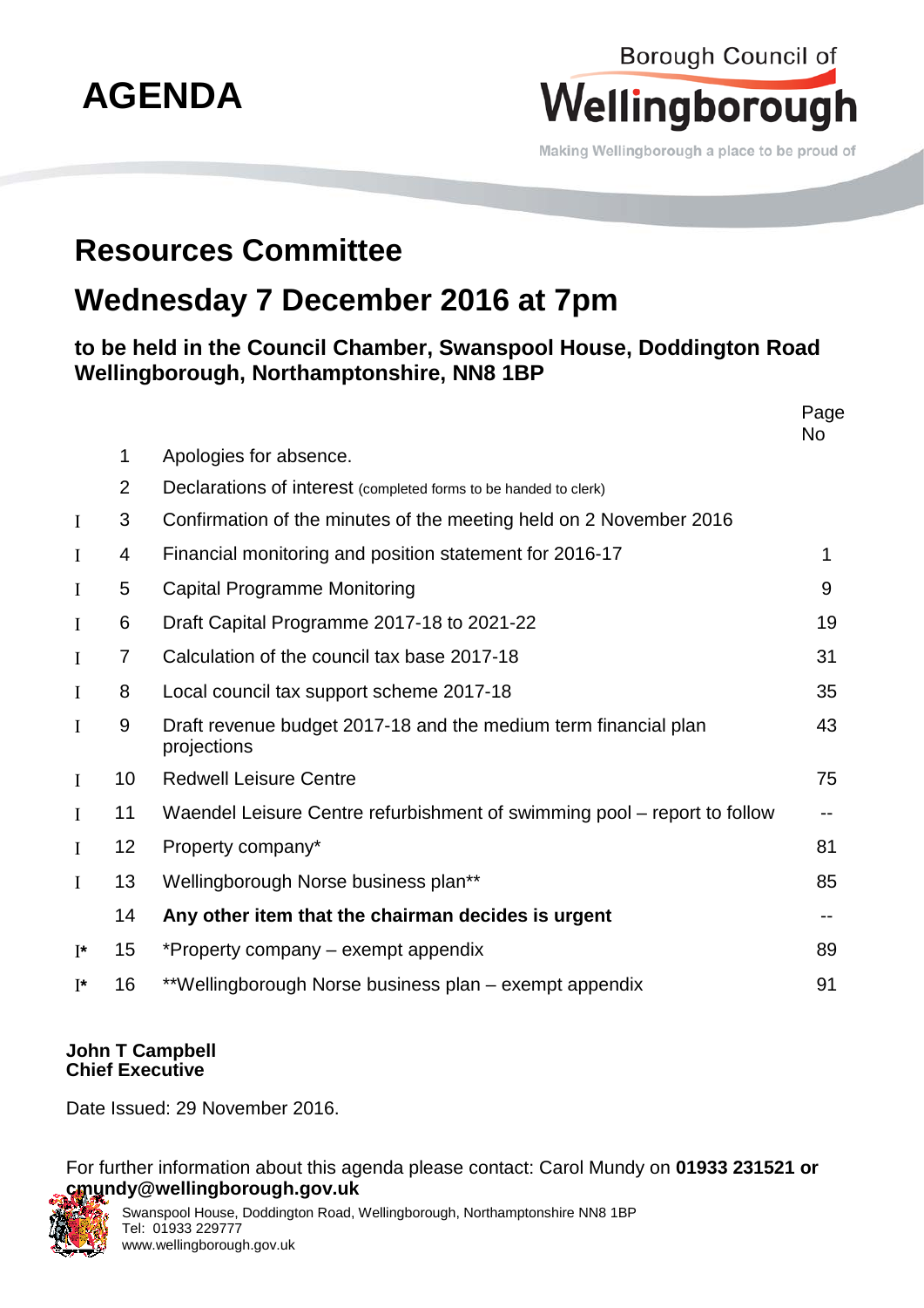# AGENDA

Borough Council of
**Wellingborough**
Making Wellingborough a place to be proud of

# Resources Committee

# Wednesday 7 December 2016 at 7pm

### to be held in the Council Chamber, Swanspool House, Doddington Road Wellingborough, Northamptonshire, NN8 1BP

| | | | Page No |
|---|---|---|---|
| | 1 | Apologies for absence. | |
| | 2 | Declarations of interest (completed forms to be handed to clerk) | |
| I | 3 | Confirmation of the minutes of the meeting held on 2 November 2016 | |
| I | 4 | Financial monitoring and position statement for 2016-17 | 1 |
| I | 5 | Capital Programme Monitoring | 9 |
| I | 6 | Draft Capital Programme 2017-18 to 2021-22 | 19 |
| I | 7 | Calculation of the council tax base 2017-18 | 31 |
| I | 8 | Local council tax support scheme 2017-18 | 35 |
| I | 9 | Draft revenue budget 2017-18 and the medium term financial plan projections | 43 |
| I | 10 | Redwell Leisure Centre | 75 |
| I | 11 | Waendel Leisure Centre refurbishment of swimming pool – report to follow | -- |
| I | 12 | Property company* | 81 |
| I | 13 | Wellingborough Norse business plan** | 85 |
| | 14 | **Any other item that the chairman decides is urgent** | -- |
| I* | 15 | *Property company – exempt appendix | 89 |
| I* | 16 | **Wellingborough Norse business plan – exempt appendix | 91 |

**John T Campbell**
**Chief Executive**

Date Issued: 29 November 2016.

For further information about this agenda please contact: Carol Mundy on **01933 231521 or cmundy@wellingborough.gov.uk**

Swanspool House, Doddington Road, Wellingborough, Northamptonshire NN8 1BP
Tel: 01933 229777
www.wellingborough.gov.uk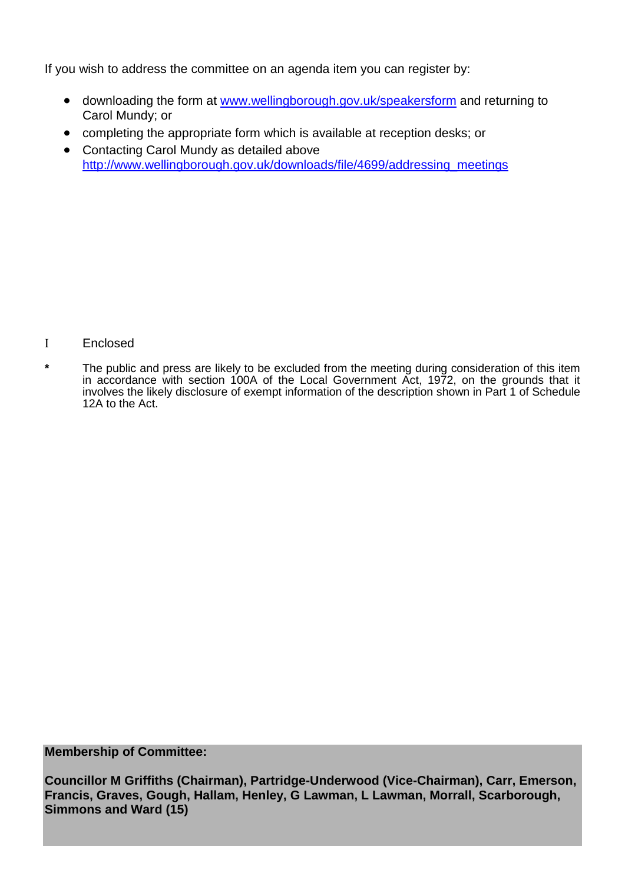If you wish to address the committee on an agenda item you can register by:

- downloading the form at www.wellingborough.gov.uk/speakersform and returning to Carol Mundy; or
- completing the appropriate form which is available at reception desks; or
- Contacting Carol Mundy as detailed above http://www.wellingborough.gov.uk/downloads/file/4699/addressing_meetings

I Enclosed

**\*** The public and press are likely to be excluded from the meeting during consideration of this item in accordance with section 100A of the Local Government Act, 1972, on the grounds that it involves the likely disclosure of exempt information of the description shown in Part 1 of Schedule 12A to the Act.

**Membership of Committee:**

**Councillor M Griffiths (Chairman), Partridge-Underwood (Vice-Chairman), Carr, Emerson, Francis, Graves, Gough, Hallam, Henley, G Lawman, L Lawman, Morrall, Scarborough, Simmons and Ward (15)**